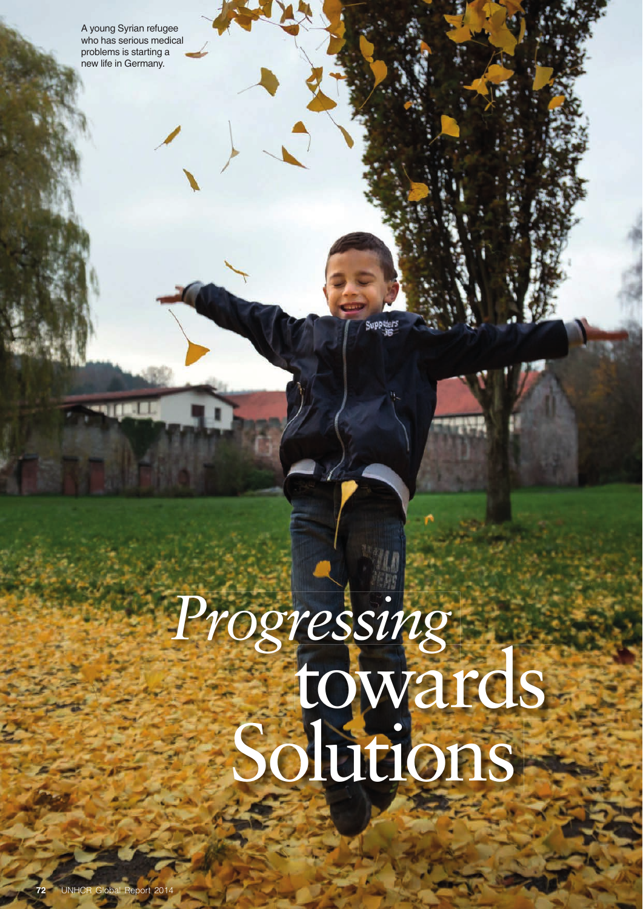A young Syrian refugee who has serious medical problems is starting a new life in Germany.

# *Progressing* towards Solutions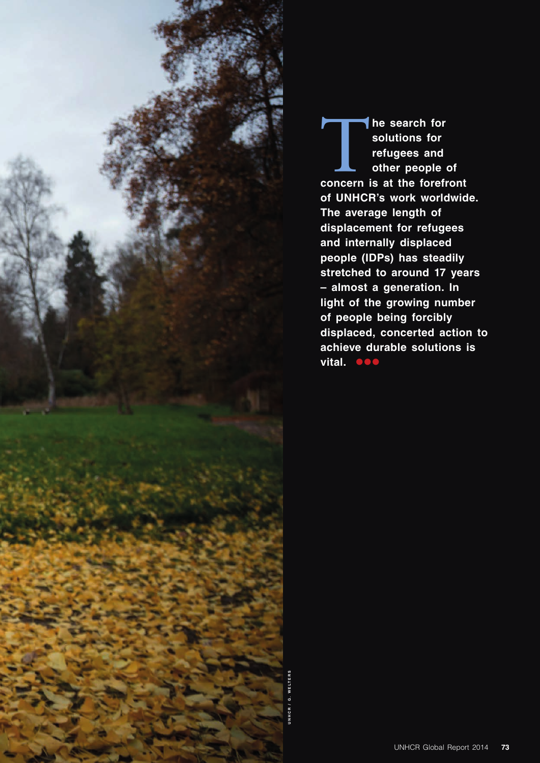**The search for solutions for refugees and other people of concern is at the forefront of UNHCR's work worldwide. The average length of displacement for refugees and internally displaced people (IDPs) has steadily stretched to around 17 years – almost a generation. In light of the growing number of people being forcibly displaced, concerted action to achieve durable solutions is vital.**

UNHCR / G. WELTERS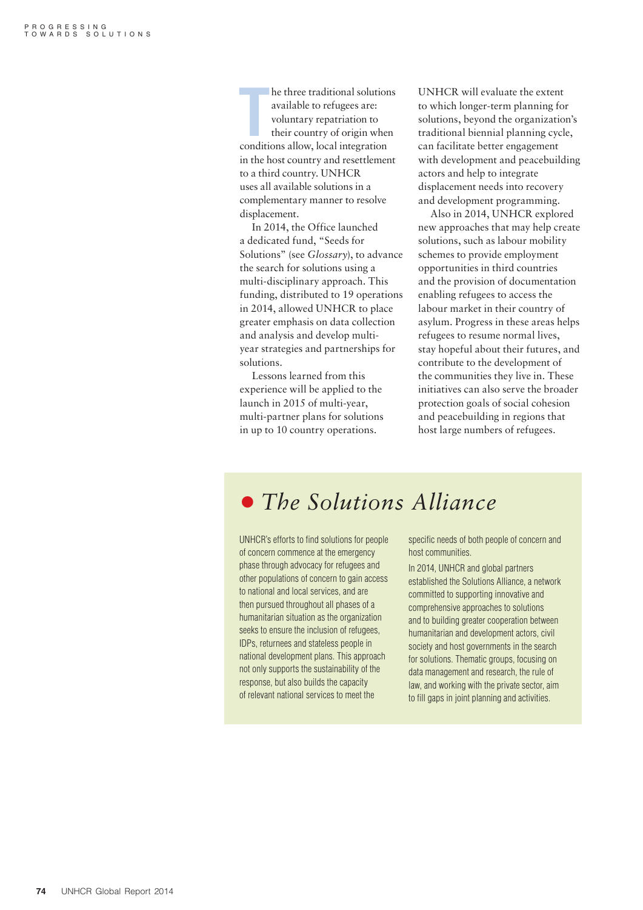The three traditional solutions available to refugees are: voluntary repatriation to their country of origin when conditions allow, local integration in the host country and resettlement to a third country. UNHCR uses all available solutions in a complementary manner to resolve displacement.

In 2014, the Office launched a dedicated fund, "Seeds for Solutions" (see *Glossary*), to advance the search for solutions using a multi-disciplinary approach. This funding, distributed to 19 operations in 2014, allowed UNHCR to place greater emphasis on data collection and analysis and develop multi-year strategies and partnerships for solutions.

Lessons learned from this experience will be applied to the launch in 2015 of multi-year, multi-partner plans for solutions in up to 10 country operations.

UNHCR will evaluate the extent to which longer-term planning for solutions, beyond the organization's traditional biennial planning cycle, can facilitate better engagement with development and peacebuilding actors and help to integrate displacement needs into recovery and development programming.

Also in 2014, UNHCR explored new approaches that may help create solutions, such as labour mobility schemes to provide employment opportunities in third countries and the provision of documentation enabling refugees to access the labour market in their country of asylum. Progress in these areas helps refugees to resume normal lives, stay hopeful about their futures, and contribute to the development of the communities they live in. These initiatives can also serve the broader protection goals of social cohesion and peacebuilding in regions that host large numbers of refugees.

## *The Solutions Alliance*

UNHCR's efforts to find solutions for people of concern commence at the emergency phase through advocacy for refugees and other populations of concern to gain access to national and local services, and are then pursued throughout all phases of a humanitarian situation as the organization seeks to ensure the inclusion of refugees, IDPs, returnees and stateless people in national development plans. This approach not only supports the sustainability of the response, but also builds the capacity of relevant national services to meet the specific needs of both people of concern and host communities.

In 2014, UNHCR and global partners established the Solutions Alliance, a network committed to supporting innovative and comprehensive approaches to solutions and to building greater cooperation between humanitarian and development actors, civil society and host governments in the search for solutions. Thematic groups, focusing on data management and research, the rule of law, and working with the private sector, aim to fill gaps in joint planning and activities.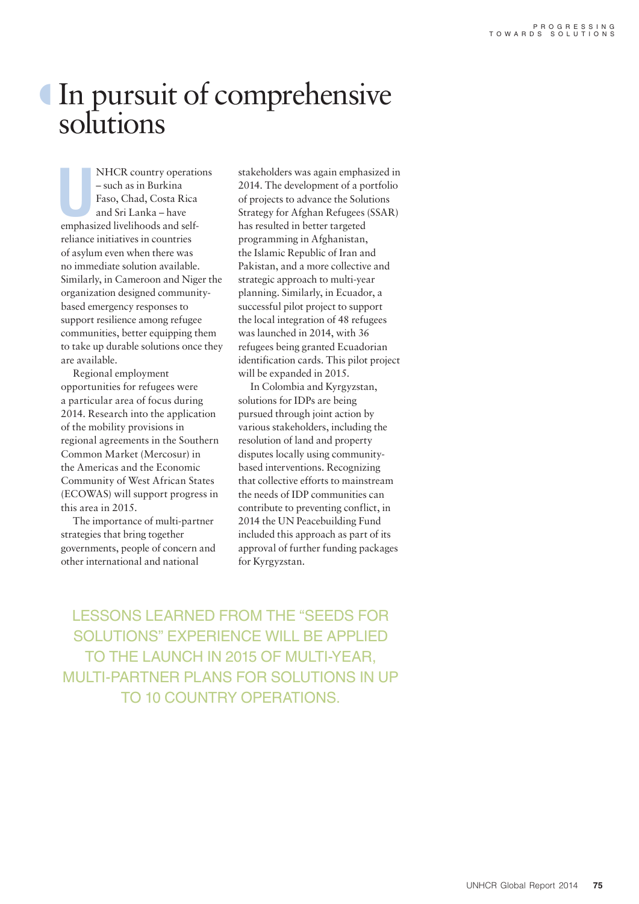# In pursuit of comprehensive solutions

UNHCR country operations – such as in Burkina Faso, Chad, Costa Rica and Sri Lanka – have emphasized livelihoods and self-reliance initiatives in countries of asylum even when there was no immediate solution available. Similarly, in Cameroon and Niger the organization designed community-based emergency responses to support resilience among refugee communities, better equipping them to take up durable solutions once they are available.

Regional employment opportunities for refugees were a particular area of focus during 2014. Research into the application of the mobility provisions in regional agreements in the Southern Common Market (Mercosur) in the Americas and the Economic Community of West African States (ECOWAS) will support progress in this area in 2015.

The importance of multi-partner strategies that bring together governments, people of concern and other international and national stakeholders was again emphasized in 2014. The development of a portfolio of projects to advance the Solutions Strategy for Afghan Refugees (SSAR) has resulted in better targeted programming in Afghanistan, the Islamic Republic of Iran and Pakistan, and a more collective and strategic approach to multi-year planning. Similarly, in Ecuador, a successful pilot project to support the local integration of 48 refugees was launched in 2014, with 36 refugees being granted Ecuadorian identification cards. This pilot project will be expanded in 2015.

In Colombia and Kyrgyzstan, solutions for IDPs are being pursued through joint action by various stakeholders, including the resolution of land and property disputes locally using community-based interventions. Recognizing that collective efforts to mainstream the needs of IDP communities can contribute to preventing conflict, in 2014 the UN Peacebuilding Fund included this approach as part of its approval of further funding packages for Kyrgyzstan.

LESSONS LEARNED FROM THE "SEEDS FOR SOLUTIONS" EXPERIENCE WILL BE APPLIED TO THE LAUNCH IN 2015 OF MULTI-YEAR, MULTI-PARTNER PLANS FOR SOLUTIONS IN UP TO 10 COUNTRY OPERATIONS.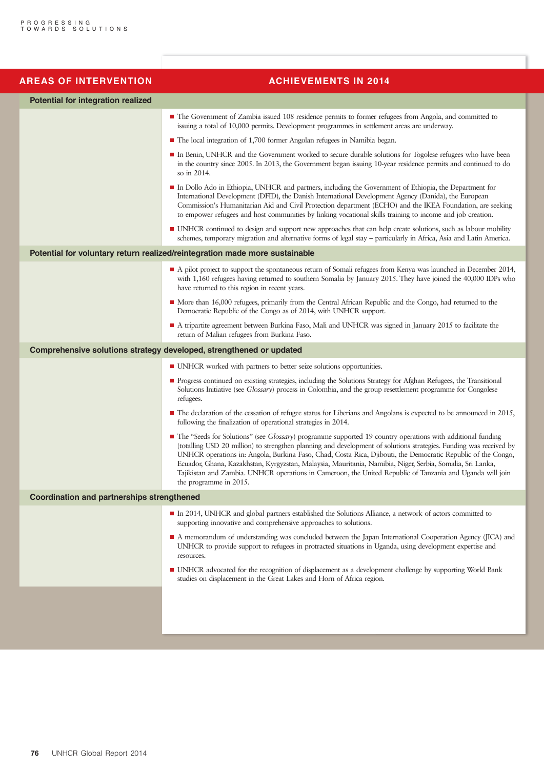| AREAS OF INTERVENTION | ACHIEVEMENTS IN 2014 |
|---|---|
| **Potential for integration realized** | |
| | ■ The Government of Zambia issued 108 residence permits to former refugees from Angola, and committed to issuing a total of 10,000 permits. Development programmes in settlement areas are underway.<br>■ The local integration of 1,700 former Angolan refugees in Namibia began.<br>■ In Benin, UNHCR and the Government worked to secure durable solutions for Togolese refugees who have been in the country since 2005. In 2013, the Government began issuing 10-year residence permits and continued to do so in 2014.<br>■ In Dollo Ado in Ethiopia, UNHCR and partners, including the Government of Ethiopia, the Department for International Development (DFID), the Danish International Development Agency (Danida), the European Commission's Humanitarian Aid and Civil Protection department (ECHO) and the IKEA Foundation, are seeking to empower refugees and host communities by linking vocational skills training to income and job creation.<br>■ UNHCR continued to design and support new approaches that can help create solutions, such as labour mobility schemes, temporary migration and alternative forms of legal stay – particularly in Africa, Asia and Latin America. |
| **Potential for voluntary return realized/reintegration made more sustainable** | |
| | ■ A pilot project to support the spontaneous return of Somali refugees from Kenya was launched in December 2014, with 1,160 refugees having returned to southern Somalia by January 2015. They have joined the 40,000 IDPs who have returned to this region in recent years.<br>■ More than 16,000 refugees, primarily from the Central African Republic and the Congo, had returned to the Democratic Republic of the Congo as of 2014, with UNHCR support.<br>■ A tripartite agreement between Burkina Faso, Mali and UNHCR was signed in January 2015 to facilitate the return of Malian refugees from Burkina Faso. |
| **Comprehensive solutions strategy developed, strengthened or updated** | |
| | ■ UNHCR worked with partners to better seize solutions opportunities.<br>■ Progress continued on existing strategies, including the Solutions Strategy for Afghan Refugees, the Transitional Solutions Initiative (see *Glossary*) process in Colombia, and the group resettlement programme for Congolese refugees.<br>■ The declaration of the cessation of refugee status for Liberians and Angolans is expected to be announced in 2015, following the finalization of operational strategies in 2014.<br>■ The "Seeds for Solutions" (see *Glossary*) programme supported 19 country operations with additional funding (totalling USD 20 million) to strengthen planning and development of solutions strategies. Funding was received by UNHCR operations in: Angola, Burkina Faso, Chad, Costa Rica, Djibouti, the Democratic Republic of the Congo, Ecuador, Ghana, Kazakhstan, Kyrgyzstan, Malaysia, Mauritania, Namibia, Niger, Serbia, Somalia, Sri Lanka, Tajikistan and Zambia. UNHCR operations in Cameroon, the United Republic of Tanzania and Uganda will join the programme in 2015. |
| **Coordination and partnerships strengthened** | |
| | ■ In 2014, UNHCR and global partners established the Solutions Alliance, a network of actors committed to supporting innovative and comprehensive approaches to solutions.<br>■ A memorandum of understanding was concluded between the Japan International Cooperation Agency (JICA) and UNHCR to provide support to refugees in protracted situations in Uganda, using development expertise and resources.<br>■ UNHCR advocated for the recognition of displacement as a development challenge by supporting World Bank studies on displacement in the Great Lakes and Horn of Africa region. |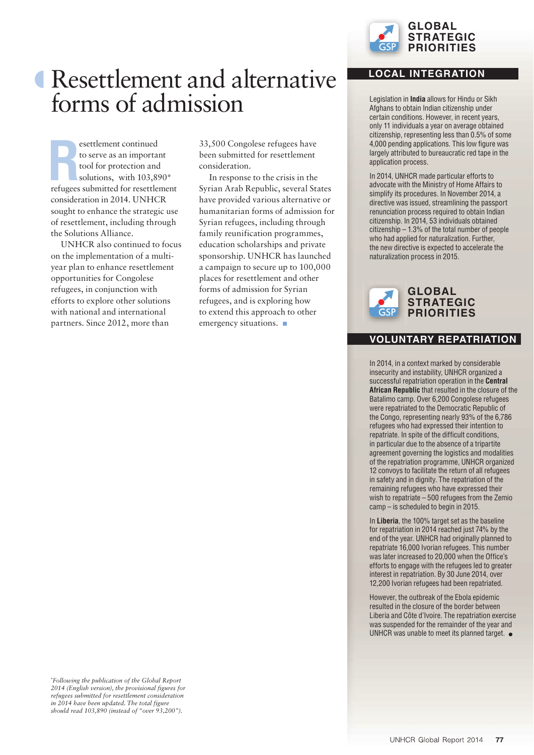# Resettlement and alternative forms of admission

Resettlement continued to serve as an important tool for protection and solutions, with 103,890* refugees submitted for resettlement consideration in 2014. UNHCR sought to enhance the strategic use of resettlement, including through the Solutions Alliance.

UNHCR also continued to focus on the implementation of a multi-year plan to enhance resettlement opportunities for Congolese refugees, in conjunction with efforts to explore other solutions with national and international partners. Since 2012, more than 33,500 Congolese refugees have been submitted for resettlement consideration.

In response to the crisis in the Syrian Arab Republic, several States have provided various alternative or humanitarian forms of admission for Syrian refugees, including through family reunification programmes, education scholarships and private sponsorship. UNHCR has launched a campaign to secure up to 100,000 places for resettlement and other forms of admission for Syrian refugees, and is exploring how to extend this approach to other emergency situations. ■

*\*Following the publication of the Global Report 2014 (English version), the provisional figures for refugees submitted for resettlement consideration in 2014 have been updated. The total figure should read 103,890 (instead of "over 93,200").*

## GLOBAL STRATEGIC PRIORITIES

### LOCAL INTEGRATION

Legislation in **India** allows for Hindu or Sikh Afghans to obtain Indian citizenship under certain conditions. However, in recent years, only 11 individuals a year on average obtained citizenship, representing less than 0.5% of some 4,000 pending applications. This low figure was largely attributed to bureaucratic red tape in the application process.

In 2014, UNHCR made particular efforts to advocate with the Ministry of Home Affairs to simplify its procedures. In November 2014, a directive was issued, streamlining the passport renunciation process required to obtain Indian citizenship. In 2014, 53 individuals obtained citizenship – 1.3% of the total number of people who had applied for naturalization. Further, the new directive is expected to accelerate the naturalization process in 2015.

## GLOBAL STRATEGIC PRIORITIES

### VOLUNTARY REPATRIATION

In 2014, in a context marked by considerable insecurity and instability, UNHCR organized a successful repatriation operation in the **Central African Republic** that resulted in the closure of the Batalimo camp. Over 6,200 Congolese refugees were repatriated to the Democratic Republic of the Congo, representing nearly 93% of the 6,786 refugees who had expressed their intention to repatriate. In spite of the difficult conditions, in particular due to the absence of a tripartite agreement governing the logistics and modalities of the repatriation programme, UNHCR organized 12 convoys to facilitate the return of all refugees in safety and in dignity. The repatriation of the remaining refugees who have expressed their wish to repatriate – 500 refugees from the Zemio camp – is scheduled to begin in 2015.

In **Liberia**, the 100% target set as the baseline for repatriation in 2014 reached just 74% by the end of the year. UNHCR had originally planned to repatriate 16,000 Ivorian refugees. This number was later increased to 20,000 when the Office's efforts to engage with the refugees led to greater interest in repatriation. By 30 June 2014, over 12,200 Ivorian refugees had been repatriated.

However, the outbreak of the Ebola epidemic resulted in the closure of the border between Liberia and Côte d'Ivoire. The repatriation exercise was suspended for the remainder of the year and UNHCR was unable to meet its planned target. ●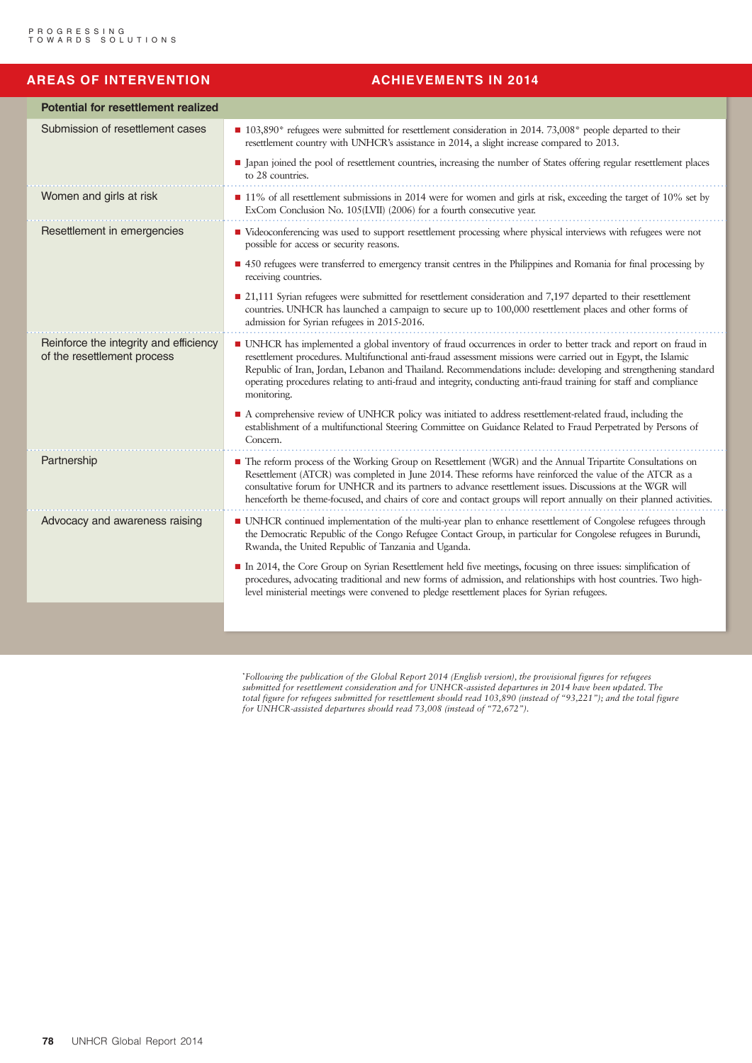| AREAS OF INTERVENTION | ACHIEVEMENTS IN 2014 |
|---|---|
| **Potential for resettlement realized** | |
| Submission of resettlement cases | ■ 103,890* refugees were submitted for resettlement consideration in 2014. 73,008* people departed to their resettlement country with UNHCR's assistance in 2014, a slight increase compared to 2013.<br>■ Japan joined the pool of resettlement countries, increasing the number of States offering regular resettlement places to 28 countries. |
| Women and girls at risk | ■ 11% of all resettlement submissions in 2014 were for women and girls at risk, exceeding the target of 10% set by ExCom Conclusion No. 105(LVII) (2006) for a fourth consecutive year. |
| Resettlement in emergencies | ■ Videoconferencing was used to support resettlement processing where physical interviews with refugees were not possible for access or security reasons.<br>■ 450 refugees were transferred to emergency transit centres in the Philippines and Romania for final processing by receiving countries.<br>■ 21,111 Syrian refugees were submitted for resettlement consideration and 7,197 departed to their resettlement countries. UNHCR has launched a campaign to secure up to 100,000 resettlement places and other forms of admission for Syrian refugees in 2015-2016. |
| Reinforce the integrity and efficiency of the resettlement process | ■ UNHCR has implemented a global inventory of fraud occurrences in order to better track and report on fraud in resettlement procedures. Multifunctional anti-fraud assessment missions were carried out in Egypt, the Islamic Republic of Iran, Jordan, Lebanon and Thailand. Recommendations include: developing and strengthening standard operating procedures relating to anti-fraud and integrity, conducting anti-fraud training for staff and compliance monitoring.<br>■ A comprehensive review of UNHCR policy was initiated to address resettlement-related fraud, including the establishment of a multifunctional Steering Committee on Guidance Related to Fraud Perpetrated by Persons of Concern. |
| Partnership | ■ The reform process of the Working Group on Resettlement (WGR) and the Annual Tripartite Consultations on Resettlement (ATCR) was completed in June 2014. These reforms have reinforced the value of the ATCR as a consultative forum for UNHCR and its partners to advance resettlement issues. Discussions at the WGR will henceforth be theme-focused, and chairs of core and contact groups will report annually on their planned activities. |
| Advocacy and awareness raising | ■ UNHCR continued implementation of the multi-year plan to enhance resettlement of Congolese refugees through the Democratic Republic of the Congo Refugee Contact Group, in particular for Congolese refugees in Burundi, Rwanda, the United Republic of Tanzania and Uganda.<br>■ In 2014, the Core Group on Syrian Resettlement held five meetings, focusing on three issues: simplification of procedures, advocating traditional and new forms of admission, and relationships with host countries. Two high-level ministerial meetings were convened to pledge resettlement places for Syrian refugees. |

*\*Following the publication of the Global Report 2014 (English version), the provisional figures for refugees submitted for resettlement consideration and for UNHCR-assisted departures in 2014 have been updated. The total figure for refugees submitted for resettlement should read 103,890 (instead of "93,221"); and the total figure for UNHCR-assisted departures should read 73,008 (instead of "72,672").*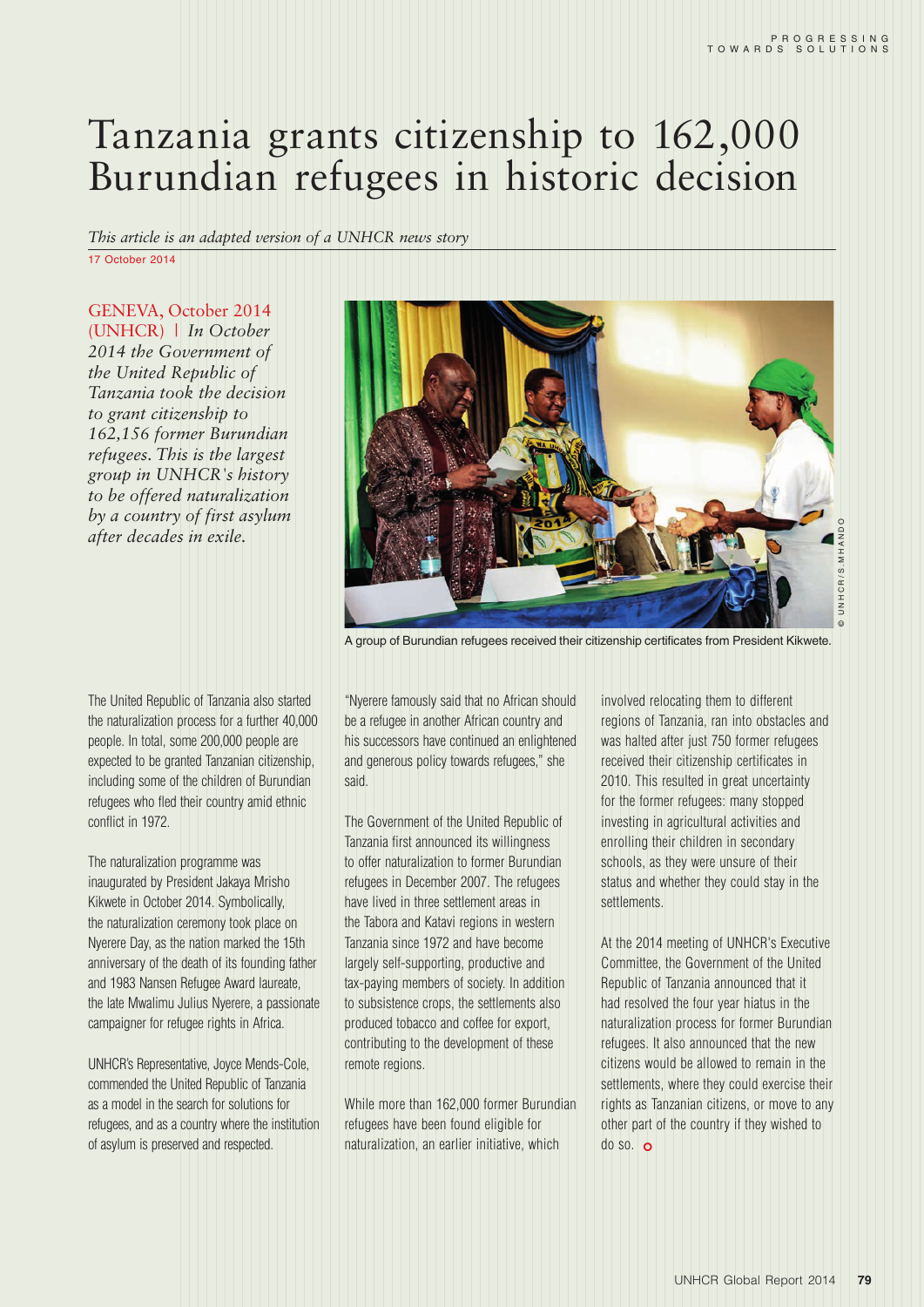# Tanzania grants citizenship to 162,000 Burundian refugees in historic decision

*This article is an adapted version of a UNHCR news story*

17 October 2014

GENEVA, October 2014 (UNHCR) | *In October 2014 the Government of the United Republic of Tanzania took the decision to grant citizenship to 162,156 former Burundian refugees. This is the largest group in UNHCR's history to be offered naturalization by a country of first asylum after decades in exile.*

A group of Burundian refugees received their citizenship certificates from President Kikwete.

© UNHCR/S. MHANDO

The United Republic of Tanzania also started the naturalization process for a further 40,000 people. In total, some 200,000 people are expected to be granted Tanzanian citizenship, including some of the children of Burundian refugees who fled their country amid ethnic conflict in 1972.

The naturalization programme was inaugurated by President Jakaya Mrisho Kikwete in October 2014. Symbolically, the naturalization ceremony took place on Nyerere Day, as the nation marked the 15th anniversary of the death of its founding father and 1983 Nansen Refugee Award laureate, the late Mwalimu Julius Nyerere, a passionate campaigner for refugee rights in Africa.

UNHCR's Representative, Joyce Mends-Cole, commended the United Republic of Tanzania as a model in the search for solutions for refugees, and as a country where the institution of asylum is preserved and respected.

"Nyerere famously said that no African should be a refugee in another African country and his successors have continued an enlightened and generous policy towards refugees," she said.

The Government of the United Republic of Tanzania first announced its willingness to offer naturalization to former Burundian refugees in December 2007. The refugees have lived in three settlement areas in the Tabora and Katavi regions in western Tanzania since 1972 and have become largely self-supporting, productive and tax-paying members of society. In addition to subsistence crops, the settlements also produced tobacco and coffee for export, contributing to the development of these remote regions.

While more than 162,000 former Burundian refugees have been found eligible for naturalization, an earlier initiative, which involved relocating them to different regions of Tanzania, ran into obstacles and was halted after just 750 former refugees received their citizenship certificates in 2010. This resulted in great uncertainty for the former refugees: many stopped investing in agricultural activities and enrolling their children in secondary schools, as they were unsure of their status and whether they could stay in the settlements.

At the 2014 meeting of UNHCR's Executive Committee, the Government of the United Republic of Tanzania announced that it had resolved the four year hiatus in the naturalization process for former Burundian refugees. It also announced that the new citizens would be allowed to remain in the settlements, where they could exercise their rights as Tanzanian citizens, or move to any other part of the country if they wished to do so.